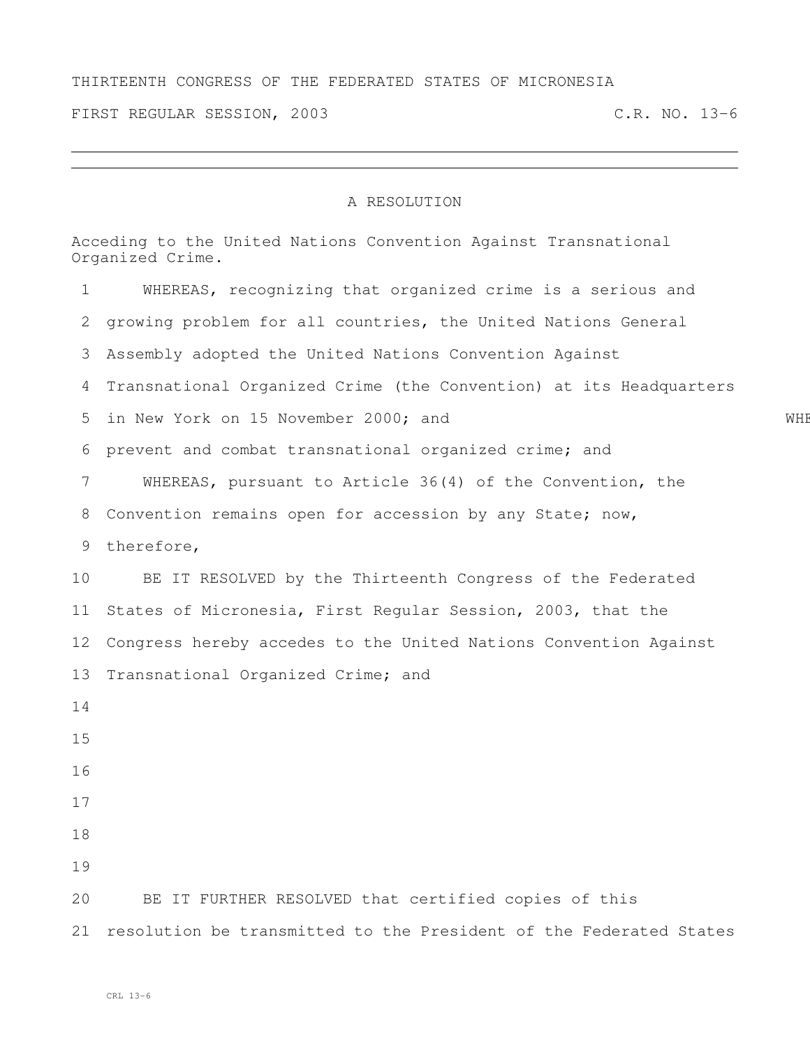THIRTEENTH CONGRESS OF THE FEDERATED STATES OF MICRONESIA

FIRST REGULAR SESSION, 2003 C.R. NO. 13-6

---

A RESOLUTION

Acceding to the United Nations Convention Against Transnational Organized Crime.

1 WHEREAS, recognizing that organized crime is a serious and
2 growing problem for all countries, the United Nations General
3 Assembly adopted the United Nations Convention Against
4 Transnational Organized Crime (the Convention) at its Headquarters
5 in New York on 15 November 2000; and WHE
6 prevent and combat transnational organized crime; and
7 WHEREAS, pursuant to Article 36(4) of the Convention, the
8 Convention remains open for accession by any State; now,
9 therefore,
10 BE IT RESOLVED by the Thirteenth Congress of the Federated
11 States of Micronesia, First Regular Session, 2003, that the
12 Congress hereby accedes to the United Nations Convention Against
13 Transnational Organized Crime; and
14
15
16
17
18
19
20 BE IT FURTHER RESOLVED that certified copies of this
21 resolution be transmitted to the President of the Federated States

CRL 13-6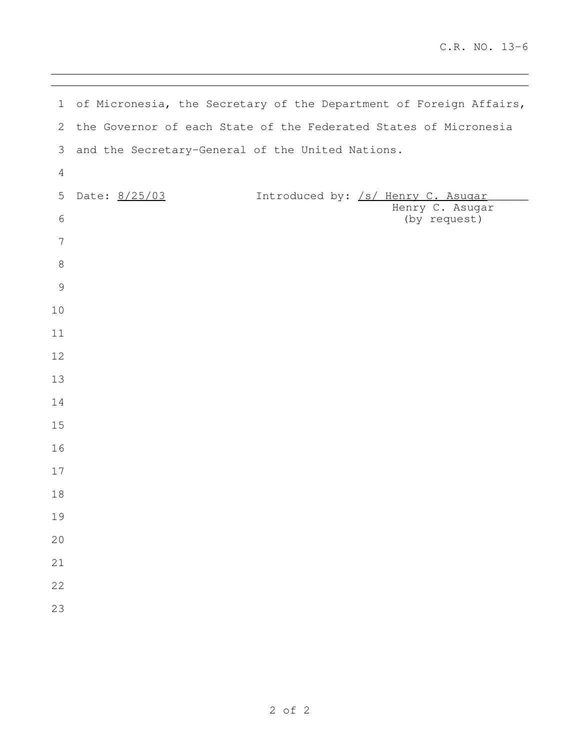of Micronesia, the Secretary of the Department of Foreign Affairs, the Governor of each State of the Federated States of Micronesia and the Secretary-General of the United Nations.

Date: 8/25/03 Introduced by: /s/ Henry C. Asugar

Henry C. Asugar
(by request)